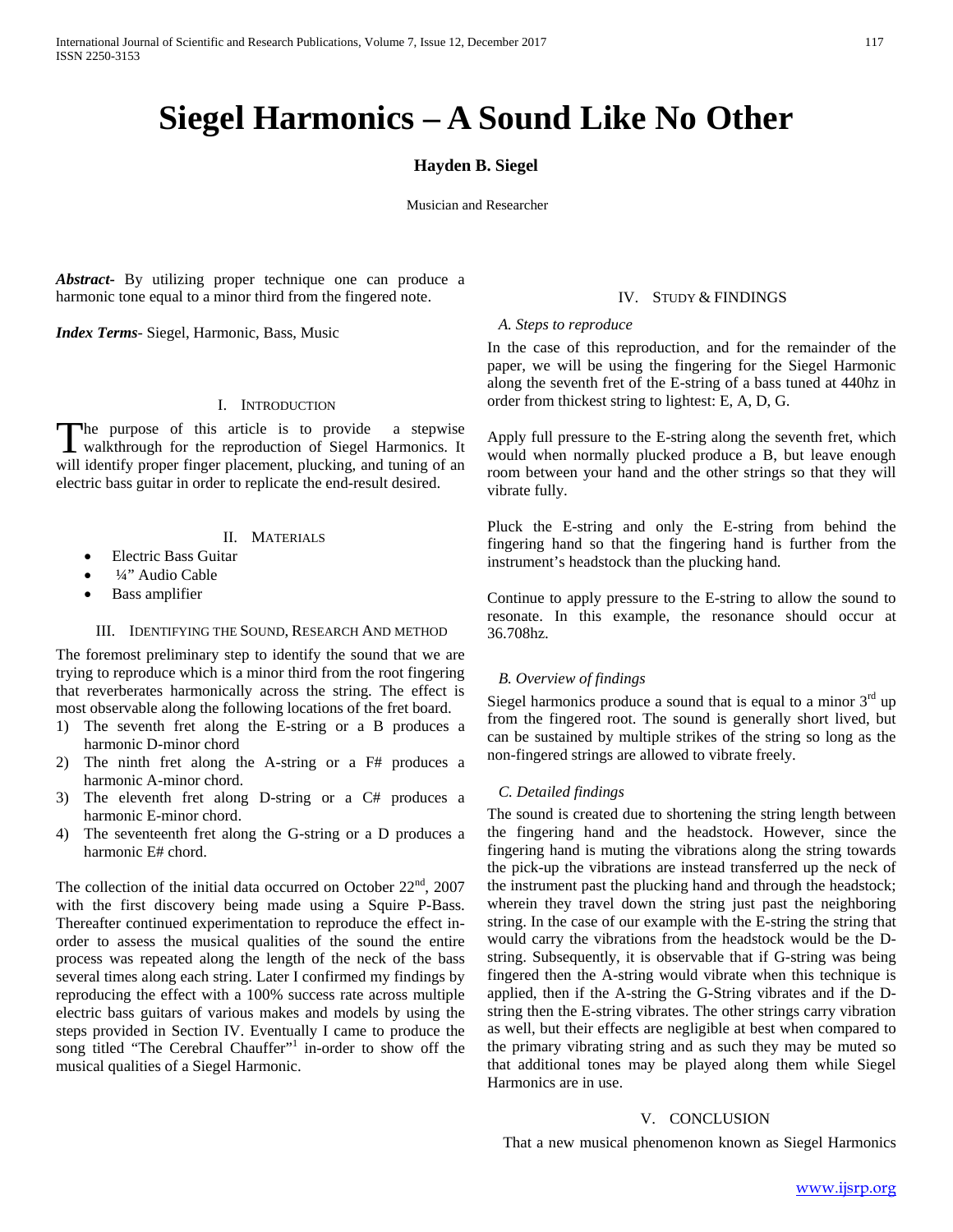# Siegel Harmonics – A Sound Like No Other

**Hayden B. Siegel**

Musician and Researcher

***Abstract***- By utilizing proper technique one can produce a harmonic tone equal to a minor third from the fingered note.

***Index Terms***- Siegel, Harmonic, Bass, Music

## I. Introduction

The purpose of this article is to provide a stepwise walkthrough for the reproduction of Siegel Harmonics. It will identify proper finger placement, plucking, and tuning of an electric bass guitar in order to replicate the end-result desired.

## II. Materials

- Electric Bass Guitar
- ¼" Audio Cable
- Bass amplifier

## III. Identifying the Sound, Research And method

The foremost preliminary step to identify the sound that we are trying to reproduce which is a minor third from the root fingering that reverberates harmonically across the string. The effect is most observable along the following locations of the fret board.

1) The seventh fret along the E-string or a B produces a harmonic D-minor chord
2) The ninth fret along the A-string or a F# produces a harmonic A-minor chord.
3) The eleventh fret along D-string or a C# produces a harmonic E-minor chord.
4) The seventeenth fret along the G-string or a D produces a harmonic E# chord.

The collection of the initial data occurred on October 22nd, 2007 with the first discovery being made using a Squire P-Bass. Thereafter continued experimentation to reproduce the effect in-order to assess the musical qualities of the sound the entire process was repeated along the length of the neck of the bass several times along each string. Later I confirmed my findings by reproducing the effect with a 100% success rate across multiple electric bass guitars of various makes and models by using the steps provided in Section IV. Eventually I came to produce the song titled "The Cerebral Chauffer"[1] in-order to show off the musical qualities of a Siegel Harmonic.

## IV. Study & Findings

### *A. Steps to reproduce*

In the case of this reproduction, and for the remainder of the paper, we will be using the fingering for the Siegel Harmonic along the seventh fret of the E-string of a bass tuned at 440hz in order from thickest string to lightest: E, A, D, G.

Apply full pressure to the E-string along the seventh fret, which would when normally plucked produce a B, but leave enough room between your hand and the other strings so that they will vibrate fully.

Pluck the E-string and only the E-string from behind the fingering hand so that the fingering hand is further from the instrument's headstock than the plucking hand.

Continue to apply pressure to the E-string to allow the sound to resonate. In this example, the resonance should occur at 36.708hz.

### *B. Overview of findings*

Siegel harmonics produce a sound that is equal to a minor 3rd up from the fingered root. The sound is generally short lived, but can be sustained by multiple strikes of the string so long as the non-fingered strings are allowed to vibrate freely.

### *C. Detailed findings*

The sound is created due to shortening the string length between the fingering hand and the headstock. However, since the fingering hand is muting the vibrations along the string towards the pick-up the vibrations are instead transferred up the neck of the instrument past the plucking hand and through the headstock; wherein they travel down the string just past the neighboring string. In the case of our example with the E-string the string that would carry the vibrations from the headstock would be the D-string. Subsequently, it is observable that if G-string was being fingered then the A-string would vibrate when this technique is applied, then if the A-string the G-String vibrates and if the D-string then the E-string vibrates. The other strings carry vibration as well, but their effects are negligible at best when compared to the primary vibrating string and as such they may be muted so that additional tones may be played along them while Siegel Harmonics are in use.

## V. Conclusion

That a new musical phenomenon known as Siegel Harmonics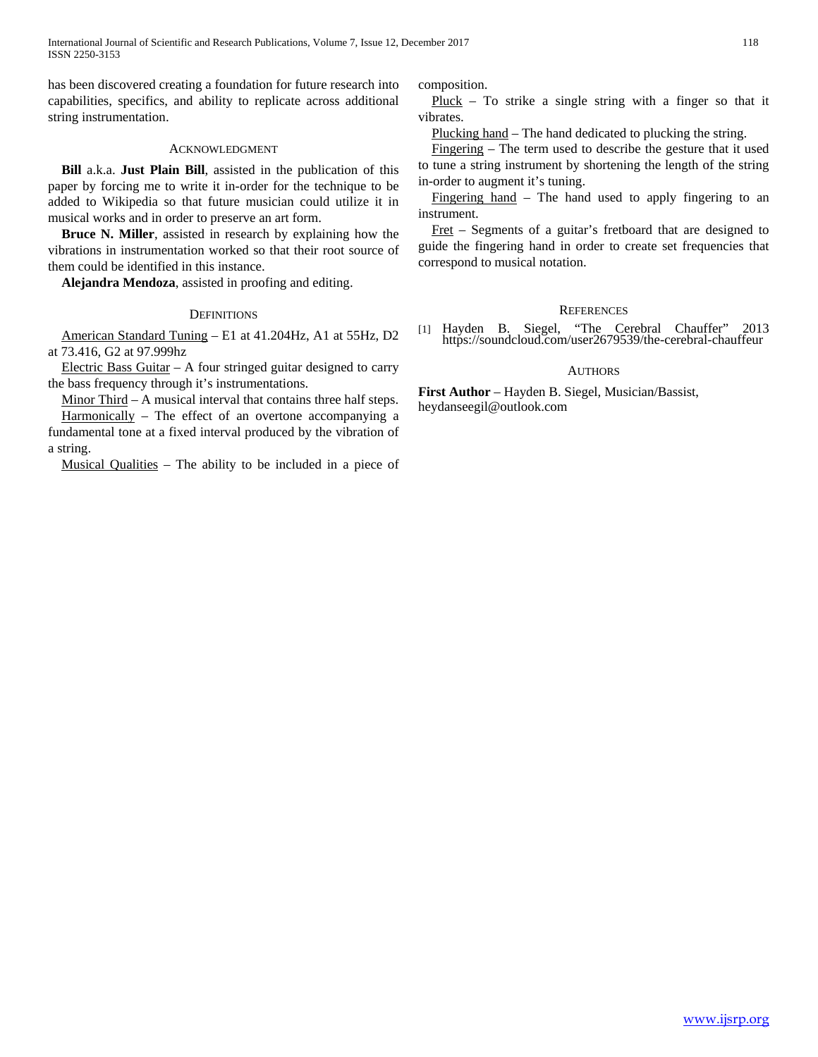has been discovered creating a foundation for future research into capabilities, specifics, and ability to replicate across additional string instrumentation.

## Acknowledgment

**Bill** a.k.a. **Just Plain Bill**, assisted in the publication of this paper by forcing me to write it in-order for the technique to be added to Wikipedia so that future musician could utilize it in musical works and in order to preserve an art form.

**Bruce N. Miller**, assisted in research by explaining how the vibrations in instrumentation worked so that their root source of them could be identified in this instance.

**Alejandra Mendoza**, assisted in proofing and editing.

## Definitions

American Standard Tuning – E1 at 41.204Hz, A1 at 55Hz, D2 at 73.416, G2 at 97.999hz

Electric Bass Guitar – A four stringed guitar designed to carry the bass frequency through it's instrumentations.

Minor Third – A musical interval that contains three half steps.

Harmonically – The effect of an overtone accompanying a fundamental tone at a fixed interval produced by the vibration of a string.

Musical Qualities – The ability to be included in a piece of composition.

Pluck – To strike a single string with a finger so that it vibrates.

Plucking hand – The hand dedicated to plucking the string.

Fingering – The term used to describe the gesture that it used to tune a string instrument by shortening the length of the string in-order to augment it's tuning.

Fingering hand – The hand used to apply fingering to an instrument.

Fret – Segments of a guitar's fretboard that are designed to guide the fingering hand in order to create set frequencies that correspond to musical notation.

## References

[1] Hayden B. Siegel, "The Cerebral Chauffer" 2013 https://soundcloud.com/user2679539/the-cerebral-chauffeur

## Authors

**First Author** – Hayden B. Siegel, Musician/Bassist, heydanseegil@outlook.com